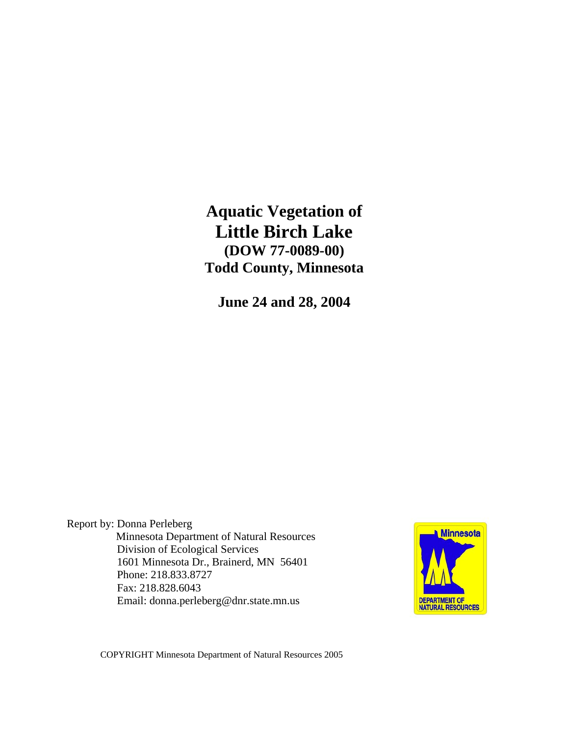# Aquatic Vegetation of Little Birch Lake

**(DOW 77-0089-00)**

**Todd County, Minnesota**

**June 24 and 28, 2004**

Report by: Donna Perleberg
Minnesota Department of Natural Resources
Division of Ecological Services
1601 Minnesota Dr., Brainerd, MN 56401
Phone: 218.833.8727
Fax: 218.828.6043
Email: donna.perleberg@dnr.state.mn.us

COPYRIGHT Minnesota Department of Natural Resources 2005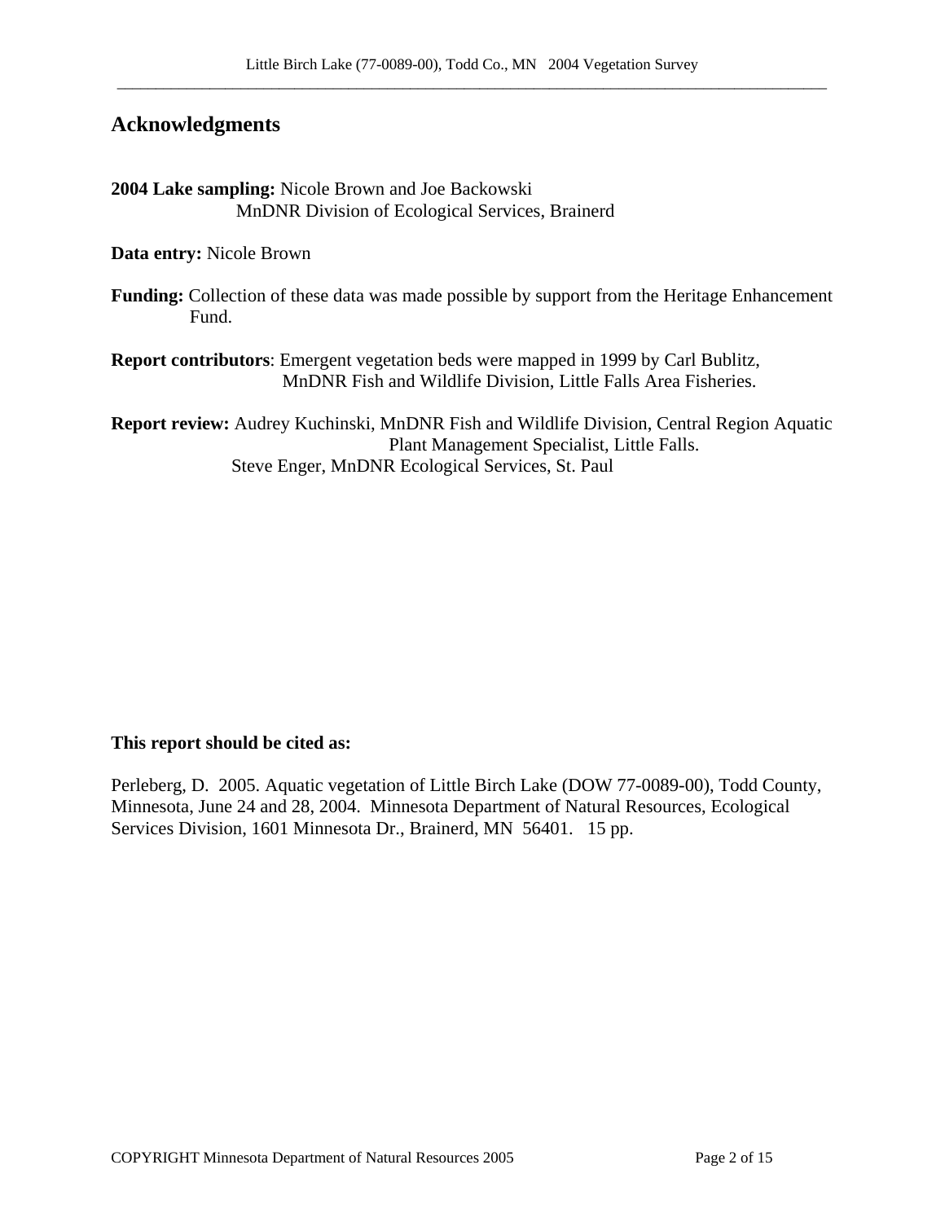## Acknowledgments

**2004 Lake sampling:** Nicole Brown and Joe Backowski
MnDNR Division of Ecological Services, Brainerd

**Data entry:** Nicole Brown

**Funding:** Collection of these data was made possible by support from the Heritage Enhancement Fund.

**Report contributors**: Emergent vegetation beds were mapped in 1999 by Carl Bublitz, MnDNR Fish and Wildlife Division, Little Falls Area Fisheries.

**Report review:** Audrey Kuchinski, MnDNR Fish and Wildlife Division, Central Region Aquatic Plant Management Specialist, Little Falls.
Steve Enger, MnDNR Ecological Services, St. Paul

**This report should be cited as:**

Perleberg, D. 2005. Aquatic vegetation of Little Birch Lake (DOW 77-0089-00), Todd County, Minnesota, June 24 and 28, 2004. Minnesota Department of Natural Resources, Ecological Services Division, 1601 Minnesota Dr., Brainerd, MN 56401. 15 pp.

COPYRIGHT Minnesota Department of Natural Resources 2005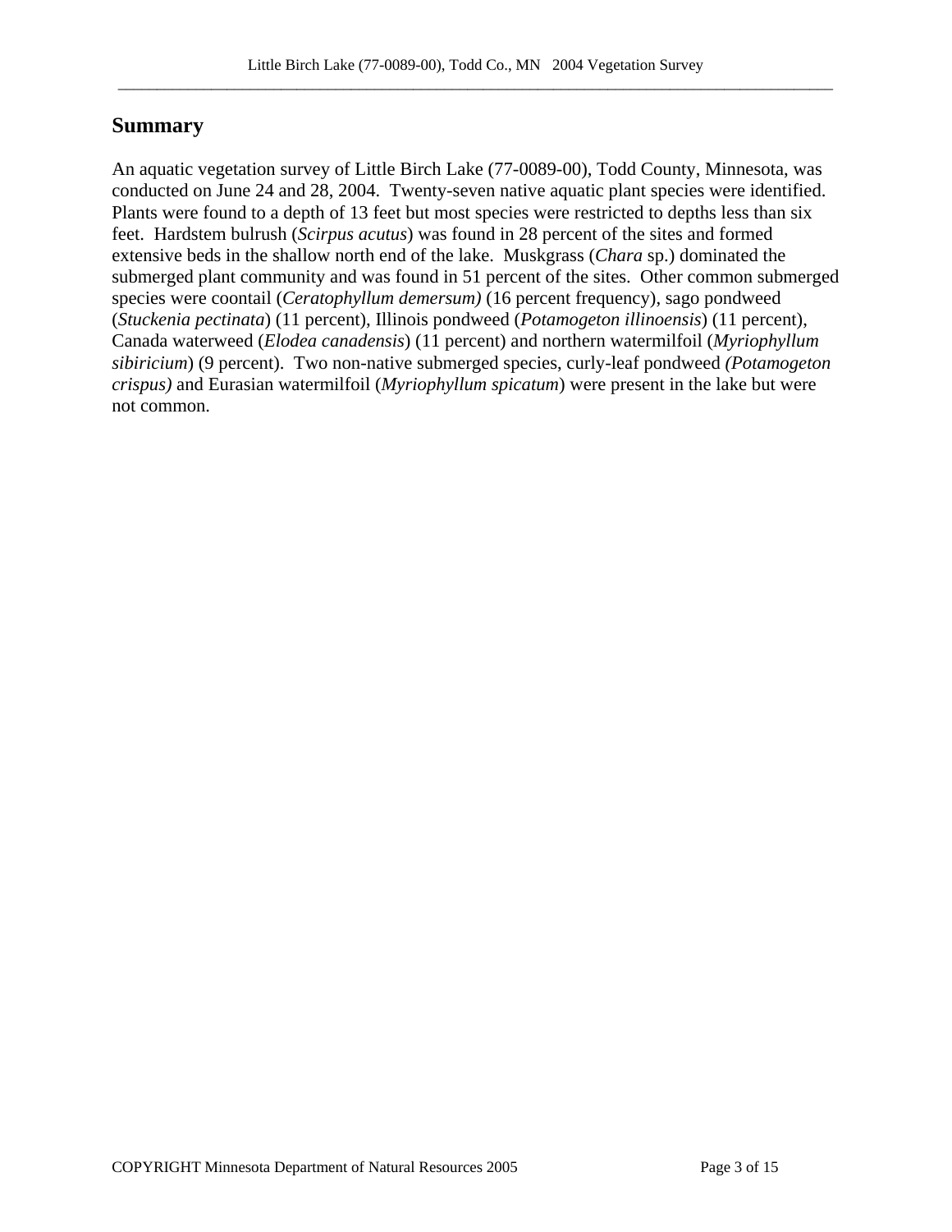## Summary

An aquatic vegetation survey of Little Birch Lake (77-0089-00), Todd County, Minnesota, was conducted on June 24 and 28, 2004. Twenty-seven native aquatic plant species were identified. Plants were found to a depth of 13 feet but most species were restricted to depths less than six feet. Hardstem bulrush (*Scirpus acutus*) was found in 28 percent of the sites and formed extensive beds in the shallow north end of the lake. Muskgrass (*Chara* sp.) dominated the submerged plant community and was found in 51 percent of the sites. Other common submerged species were coontail (*Ceratophyllum demersum)* (16 percent frequency), sago pondweed (*Stuckenia pectinata*) (11 percent), Illinois pondweed (*Potamogeton illinoensis*) (11 percent), Canada waterweed (*Elodea canadensis*) (11 percent) and northern watermilfoil (*Myriophyllum sibiricium*) (9 percent). Two non-native submerged species, curly-leaf pondweed *(Potamogeton crispus)* and Eurasian watermilfoil (*Myriophyllum spicatum*) were present in the lake but were not common.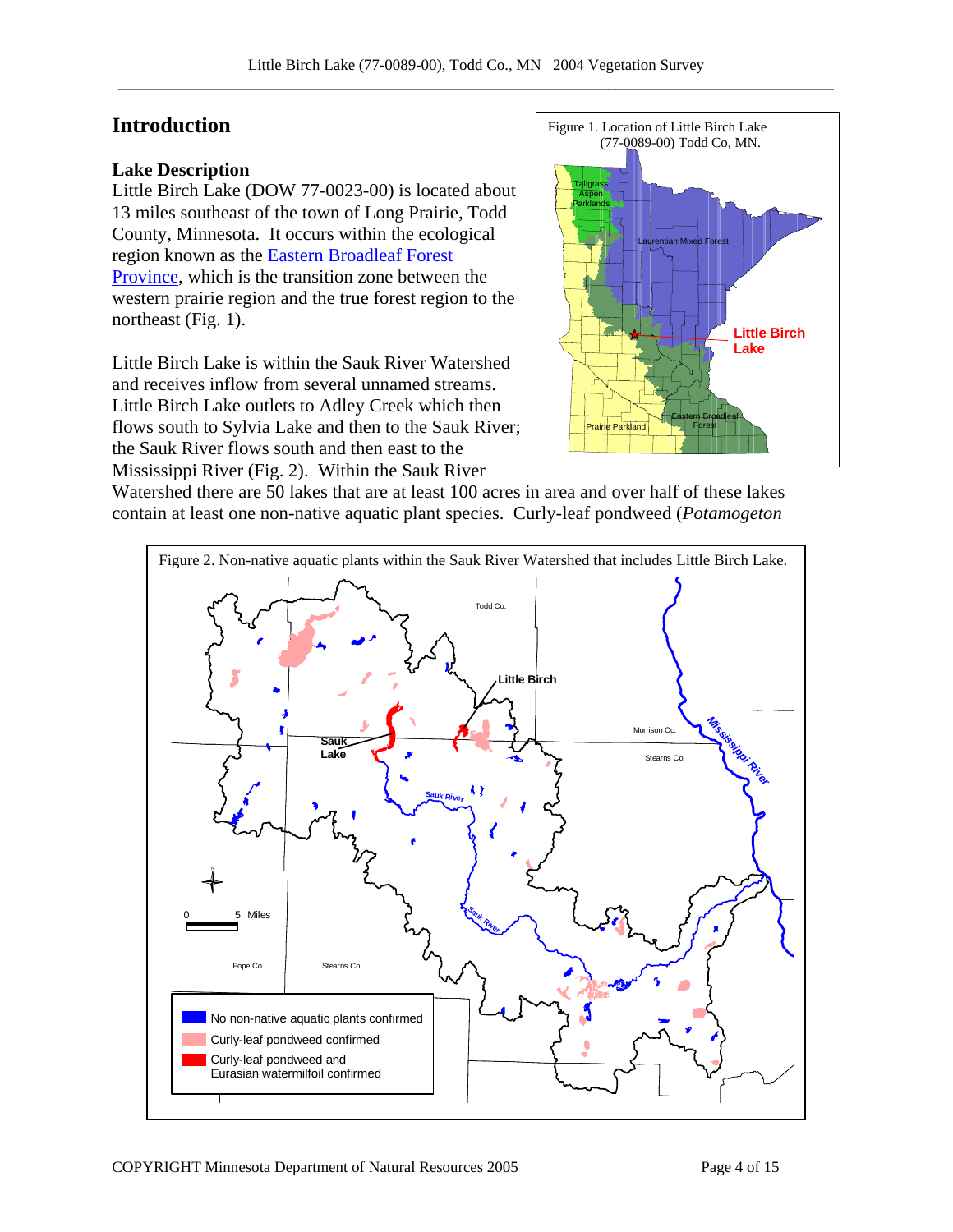## Introduction

### Lake Description

Little Birch Lake (DOW 77-0023-00) is located about 13 miles southeast of the town of Long Prairie, Todd County, Minnesota. It occurs within the ecological region known as the [Eastern Broadleaf Forest Province](), which is the transition zone between the western prairie region and the true forest region to the northeast (Fig. 1).

Little Birch Lake is within the Sauk River Watershed and receives inflow from several unnamed streams. Little Birch Lake outlets to Adley Creek which then flows south to Sylvia Lake and then to the Sauk River; the Sauk River flows south and then east to the Mississippi River (Fig. 2). Within the Sauk River Watershed there are 50 lakes that are at least 100 acres in area and over half of these lakes contain at least one non-native aquatic plant species. Curly-leaf pondweed (*Potamogeton*

Figure 1. Location of Little Birch Lake (77-0089-00) Todd Co, MN.

Figure 2. Non-native aquatic plants within the Sauk River Watershed that includes Little Birch Lake.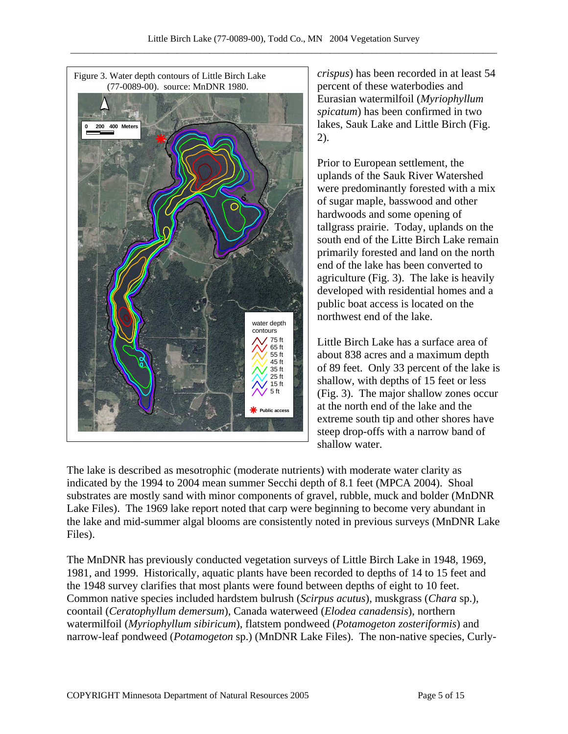Figure 3. Water depth contours of Little Birch Lake (77-0089-00). source: MnDNR 1980.

*crispus*) has been recorded in at least 54 percent of these waterbodies and Eurasian watermilfoil (*Myriophyllum spicatum*) has been confirmed in two lakes, Sauk Lake and Little Birch (Fig. 2).

Prior to European settlement, the uplands of the Sauk River Watershed were predominantly forested with a mix of sugar maple, basswood and other hardwoods and some opening of tallgrass prairie. Today, uplands on the south end of the Litte Birch Lake remain primarily forested and land on the north end of the lake has been converted to agriculture (Fig. 3). The lake is heavily developed with residential homes and a public boat access is located on the northwest end of the lake.

Little Birch Lake has a surface area of about 838 acres and a maximum depth of 89 feet. Only 33 percent of the lake is shallow, with depths of 15 feet or less (Fig. 3). The major shallow zones occur at the north end of the lake and the extreme south tip and other shores have steep drop-offs with a narrow band of shallow water.

The lake is described as mesotrophic (moderate nutrients) with moderate water clarity as indicated by the 1994 to 2004 mean summer Secchi depth of 8.1 feet (MPCA 2004). Shoal substrates are mostly sand with minor components of gravel, rubble, muck and bolder (MnDNR Lake Files). The 1969 lake report noted that carp were beginning to become very abundant in the lake and mid-summer algal blooms are consistently noted in previous surveys (MnDNR Lake Files).

The MnDNR has previously conducted vegetation surveys of Little Birch Lake in 1948, 1969, 1981, and 1999. Historically, aquatic plants have been recorded to depths of 14 to 15 feet and the 1948 survey clarifies that most plants were found between depths of eight to 10 feet. Common native species included hardstem bulrush (*Scirpus acutus*), muskgrass (*Chara* sp.), coontail (*Ceratophyllum demersum*), Canada waterweed (*Elodea canadensis*), northern watermilfoil (*Myriophyllum sibiricum*), flatstem pondweed (*Potamogeton zosteriformis*) and narrow-leaf pondweed (*Potamogeton* sp.) (MnDNR Lake Files). The non-native species, Curly-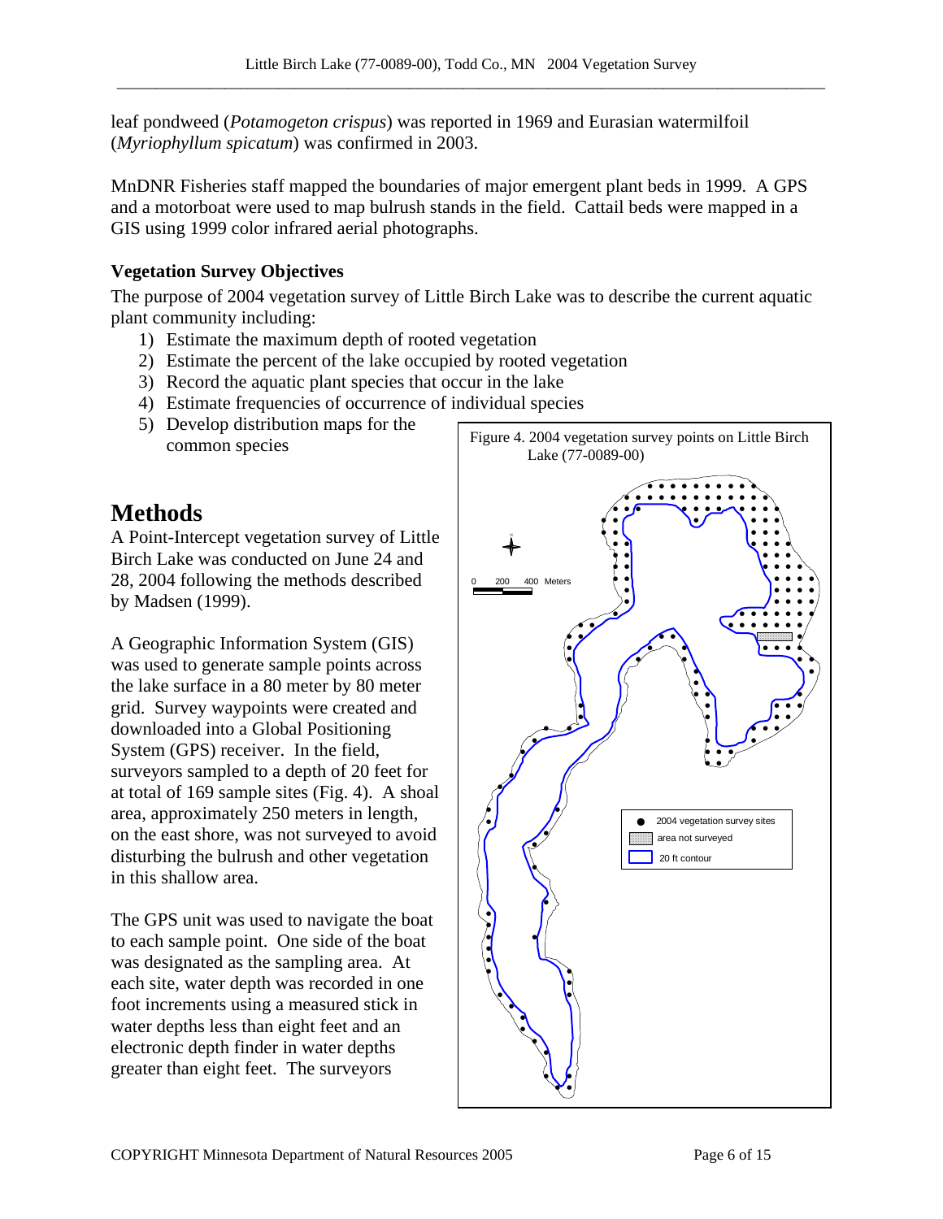leaf pondweed (*Potamogeton crispus*) was reported in 1969 and Eurasian watermilfoil (*Myriophyllum spicatum*) was confirmed in 2003.

MnDNR Fisheries staff mapped the boundaries of major emergent plant beds in 1999. A GPS and a motorboat were used to map bulrush stands in the field. Cattail beds were mapped in a GIS using 1999 color infrared aerial photographs.

### Vegetation Survey Objectives

The purpose of 2004 vegetation survey of Little Birch Lake was to describe the current aquatic plant community including:

1) Estimate the maximum depth of rooted vegetation
2) Estimate the percent of the lake occupied by rooted vegetation
3) Record the aquatic plant species that occur in the lake
4) Estimate frequencies of occurrence of individual species
5) Develop distribution maps for the common species

# Methods

A Point-Intercept vegetation survey of Little Birch Lake was conducted on June 24 and 28, 2004 following the methods described by Madsen (1999).

A Geographic Information System (GIS) was used to generate sample points across the lake surface in a 80 meter by 80 meter grid. Survey waypoints were created and downloaded into a Global Positioning System (GPS) receiver. In the field, surveyors sampled to a depth of 20 feet for at total of 169 sample sites (Fig. 4). A shoal area, approximately 250 meters in length, on the east shore, was not surveyed to avoid disturbing the bulrush and other vegetation in this shallow area.

The GPS unit was used to navigate the boat to each sample point. One side of the boat was designated as the sampling area. At each site, water depth was recorded in one foot increments using a measured stick in water depths less than eight feet and an electronic depth finder in water depths greater than eight feet. The surveyors

Figure 4. 2004 vegetation survey points on Little Birch Lake (77-0089-00)

0 200 400 Meters

- 2004 vegetation survey sites
- area not surveyed
- 20 ft contour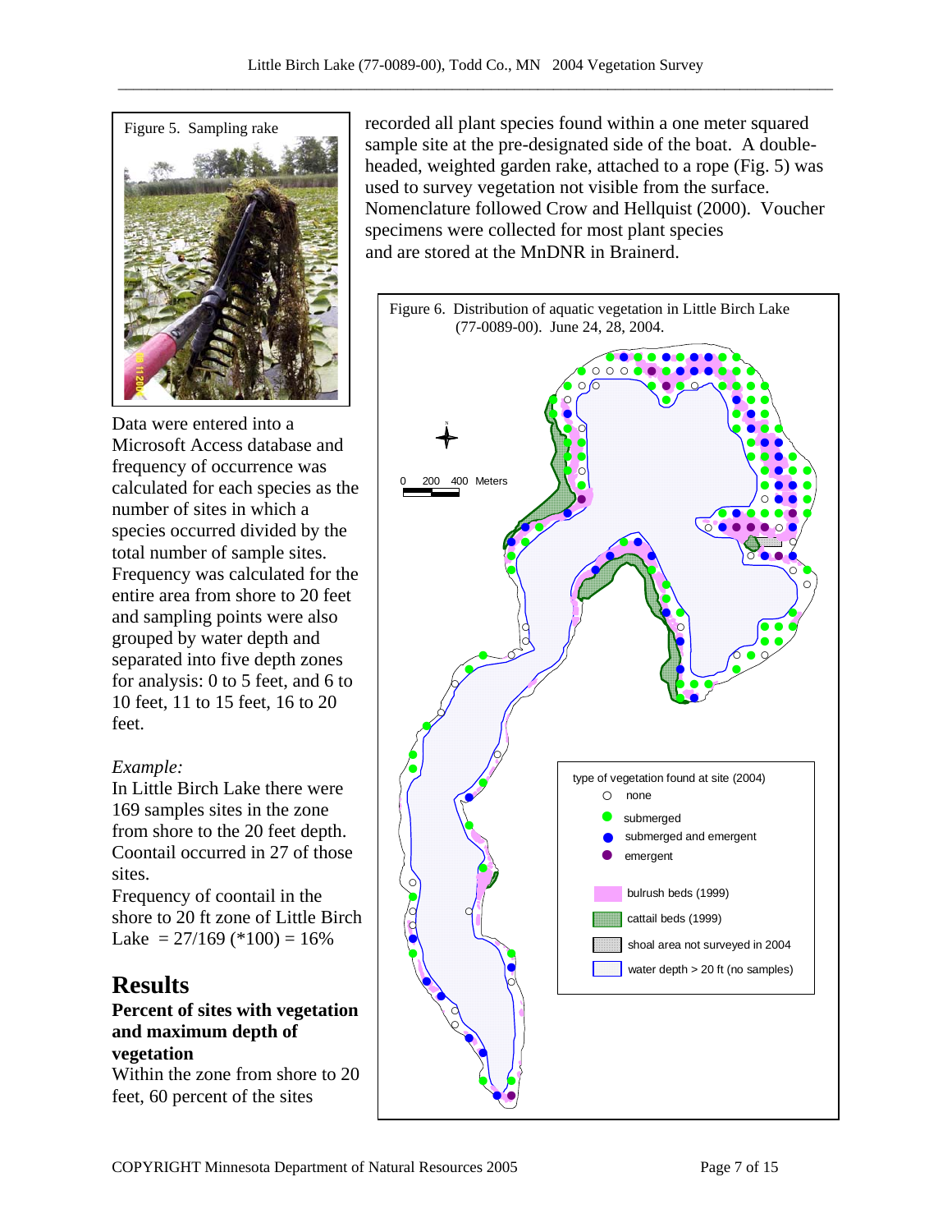Figure 5. Sampling rake

recorded all plant species found within a one meter squared sample site at the pre-designated side of the boat. A double-headed, weighted garden rake, attached to a rope (Fig. 5) was used to survey vegetation not visible from the surface. Nomenclature followed Crow and Hellquist (2000). Voucher specimens were collected for most plant species and are stored at the MnDNR in Brainerd.

Figure 6. Distribution of aquatic vegetation in Little Birch Lake (77-0089-00). June 24, 28, 2004.

Data were entered into a Microsoft Access database and frequency of occurrence was calculated for each species as the number of sites in which a species occurred divided by the total number of sample sites. Frequency was calculated for the entire area from shore to 20 feet and sampling points were also grouped by water depth and separated into five depth zones for analysis: 0 to 5 feet, and 6 to 10 feet, 11 to 15 feet, 16 to 20 feet.

*Example:*
In Little Birch Lake there were 169 samples sites in the zone from shore to the 20 feet depth. Coontail occurred in 27 of those sites.
Frequency of coontail in the shore to 20 ft zone of Little Birch Lake = 27/169 (*100) = 16%

# Results

## Percent of sites with vegetation and maximum depth of vegetation

Within the zone from shore to 20 feet, 60 percent of the sites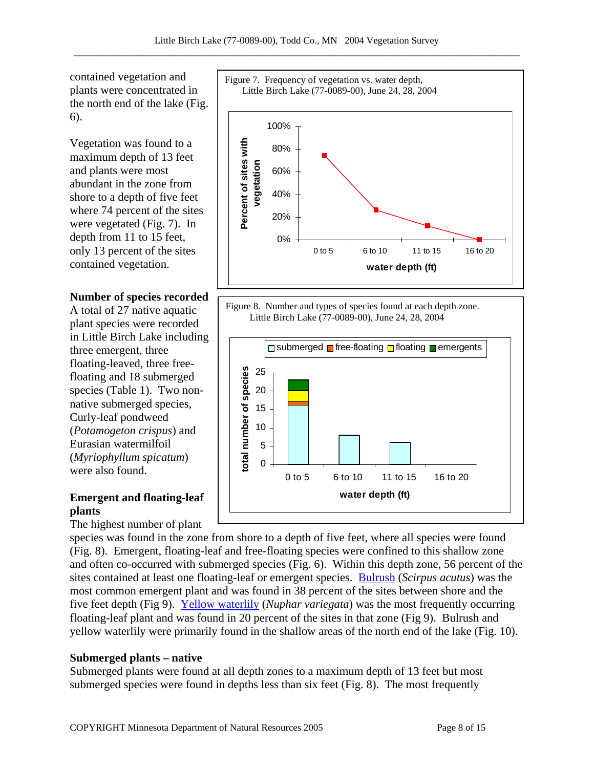contained vegetation and plants were concentrated in the north end of the lake (Fig. 6).

Vegetation was found to a maximum depth of 13 feet and plants were most abundant in the zone from shore to a depth of five feet where 74 percent of the sites were vegetated (Fig. 7). In depth from 11 to 15 feet, only 13 percent of the sites contained vegetation.

Figure 7. Frequency of vegetation vs. water depth, Little Birch Lake (77-0089-00), June 24, 28, 2004

Figure 8. Number and types of species found at each depth zone. Little Birch Lake (77-0089-00), June 24, 28, 2004

### Number of species recorded

A total of 27 native aquatic plant species were recorded in Little Birch Lake including three emergent, three floating-leafed, three free-floating and 18 submerged species (Table 1). Two non-native submerged species, Curly-leaf pondweed (*Potamogeton crispus*) and Eurasian watermilfoil (*Myriophyllum spicatum*) were also found.

### Emergent and floating-leaf plants

The highest number of plant species was found in the zone from shore to a depth of five feet, where all species were found (Fig. 8). Emergent, floating-leaf and free-floating species were confined to this shallow zone and often co-occurred with submerged species (Fig. 6). Within this depth zone, 56 percent of the sites contained at least one floating-leaf or emergent species. Bulrush (*Scirpus acutus*) was the most common emergent plant and was found in 38 percent of the sites between shore and the five feet depth (Fig 9). Yellow waterlily (*Nuphar variegata*) was the most frequently occurring floating-leaf plant and was found in 20 percent of the sites in that zone (Fig 9). Bulrush and yellow waterlily were primarily found in the shallow areas of the north end of the lake (Fig. 10).

### Submerged plants – native

Submerged plants were found at all depth zones to a maximum depth of 13 feet but most submerged species were found in depths less than six feet (Fig. 8). The most frequently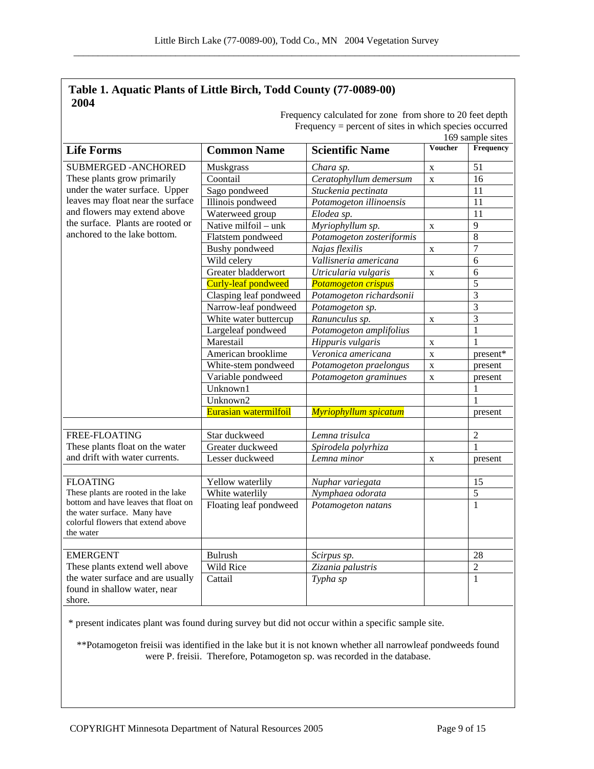**Table 1. Aquatic Plants of Little Birch, Todd County (77-0089-00) 2004**

Frequency calculated for zone from shore to 20 feet depth
Frequency = percent of sites in which species occurred
169 sample sites

| Life Forms | Common Name | Scientific Name | Voucher | Frequency |
|---|---|---|---|---|
| SUBMERGED -ANCHORED These plants grow primarily under the water surface. Upper leaves may float near the surface and flowers may extend above the surface. Plants are rooted or anchored to the lake bottom. | Muskgrass | *Chara sp.* | x | 51 |
| | Coontail | *Ceratophyllum demersum* | x | 16 |
| | Sago pondweed | *Stuckenia pectinata* | | 11 |
| | Illinois pondweed | *Potamogeton illinoensis* | | 11 |
| | Waterweed group | *Elodea sp.* | | 11 |
| | Native milfoil – unk | *Myriophyllum sp.* | x | 9 |
| | Flatstem pondweed | *Potamogeton zosteriformis* | | 8 |
| | Bushy pondweed | *Najas flexilis* | x | 7 |
| | Wild celery | *Vallisneria americana* | | 6 |
| | Greater bladderwort | *Utricularia vulgaris* | x | 6 |
| | Curly-leaf pondweed | *Potamogeton crispus* | | 5 |
| | Clasping leaf pondweed | *Potamogeton richardsonii* | | 3 |
| | Narrow-leaf pondweed | *Potamogeton sp.* | | 3 |
| | White water buttercup | *Ranunculus sp.* | x | 3 |
| | Largeleaf pondweed | *Potamogeton amplifolius* | | 1 |
| | Marestail | *Hippuris vulgaris* | x | 1 |
| | American brooklime | *Veronica americana* | x | present* |
| | White-stem pondweed | *Potamogeton praelongus* | x | present |
| | Variable pondweed | *Potamogeton graminues* | x | present |
| | Unknown1 | | | 1 |
| | Unknown2 | | | 1 |
| | Eurasian watermilfoil | *Myriophyllum spicatum* | | present |
| | | | | |
| FREE-FLOATING These plants float on the water and drift with water currents. | Star duckweed | *Lemna trisulca* | | 2 |
| | Greater duckweed | *Spirodela polyrhiza* | | 1 |
| | Lesser duckweed | *Lemna minor* | x | present |
| | | | | |
| FLOATING These plants are rooted in the lake bottom and have leaves that float on the water surface. Many have colorful flowers that extend above the water | Yellow waterlily | *Nuphar variegata* | | 15 |
| | White waterlily | *Nymphaea odorata* | | 5 |
| | Floating leaf pondweed | *Potamogeton natans* | | 1 |
| | | | | |
| EMERGENT These plants extend well above the water surface and are usually found in shallow water, near shore. | Bulrush | *Scirpus sp.* | | 28 |
| | Wild Rice | *Zizania palustris* | | 2 |
| | Cattail | *Typha sp* | | 1 |

\* present indicates plant was found during survey but did not occur within a specific sample site.

\*\*Potamogeton freisii was identified in the lake but it is not known whether all narrowleaf pondweeds found were P. freisii. Therefore, Potamogeton sp. was recorded in the database.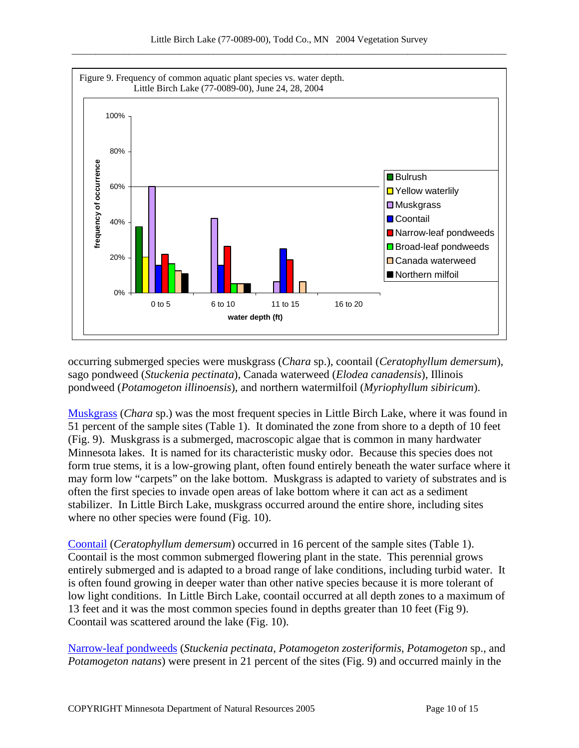Figure 9. Frequency of common aquatic plant species vs. water depth. Little Birch Lake (77-0089-00), June 24, 28, 2004

occurring submerged species were muskgrass (*Chara* sp.), coontail (*Ceratophyllum demersum*), sago pondweed (*Stuckenia pectinata*), Canada waterweed (*Elodea canadensis*), Illinois pondweed (*Potamogeton illinoensis*), and northern watermilfoil (*Myriophyllum sibiricum*).

Muskgrass (*Chara* sp.) was the most frequent species in Little Birch Lake, where it was found in 51 percent of the sample sites (Table 1). It dominated the zone from shore to a depth of 10 feet (Fig. 9). Muskgrass is a submerged, macroscopic algae that is common in many hardwater Minnesota lakes. It is named for its characteristic musky odor. Because this species does not form true stems, it is a low-growing plant, often found entirely beneath the water surface where it may form low "carpets" on the lake bottom. Muskgrass is adapted to variety of substrates and is often the first species to invade open areas of lake bottom where it can act as a sediment stabilizer. In Little Birch Lake, muskgrass occurred around the entire shore, including sites where no other species were found (Fig. 10).

Coontail (*Ceratophyllum demersum*) occurred in 16 percent of the sample sites (Table 1). Coontail is the most common submerged flowering plant in the state. This perennial grows entirely submerged and is adapted to a broad range of lake conditions, including turbid water. It is often found growing in deeper water than other native species because it is more tolerant of low light conditions. In Little Birch Lake, coontail occurred at all depth zones to a maximum of 13 feet and it was the most common species found in depths greater than 10 feet (Fig 9). Coontail was scattered around the lake (Fig. 10).

Narrow-leaf pondweeds (*Stuckenia pectinata, Potamogeton zosteriformis, Potamogeton* sp., and *Potamogeton natans*) were present in 21 percent of the sites (Fig. 9) and occurred mainly in the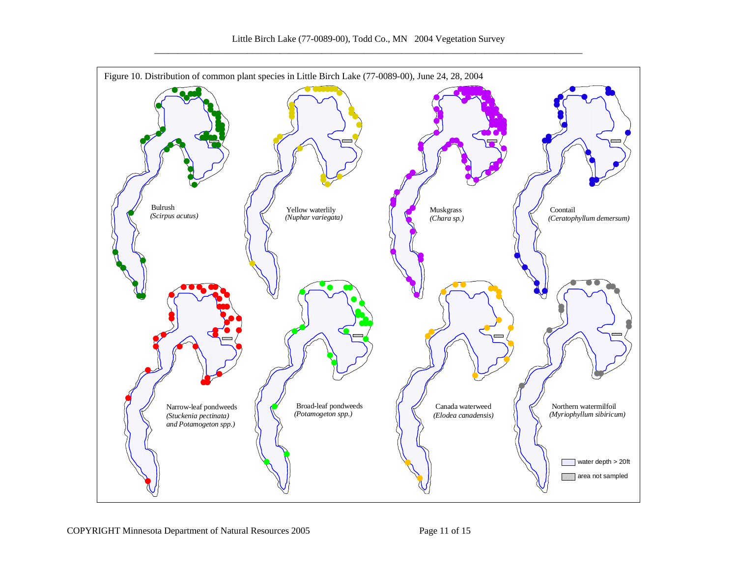Figure 10. Distribution of common plant species in Little Birch Lake (77-0089-00), June 24, 28, 2004

Bulrush
*(Scirpus acutus)*

Yellow waterlily
*(Nuphar variegata)*

Muskgrass
*(Chara sp.)*

Coontail
*(Ceratophyllum demersum)*

Narrow-leaf pondweeds
*(Stuckenia pectinata)*
*and Potamogeton spp.)*

Broad-leaf pondweeds
*(Potamogeton spp.)*

Canada waterweed
*(Elodea canadensis)*

Northern watermilfoil
*(Myriophyllum sibiricum)*

water depth > 20ft

area not sampled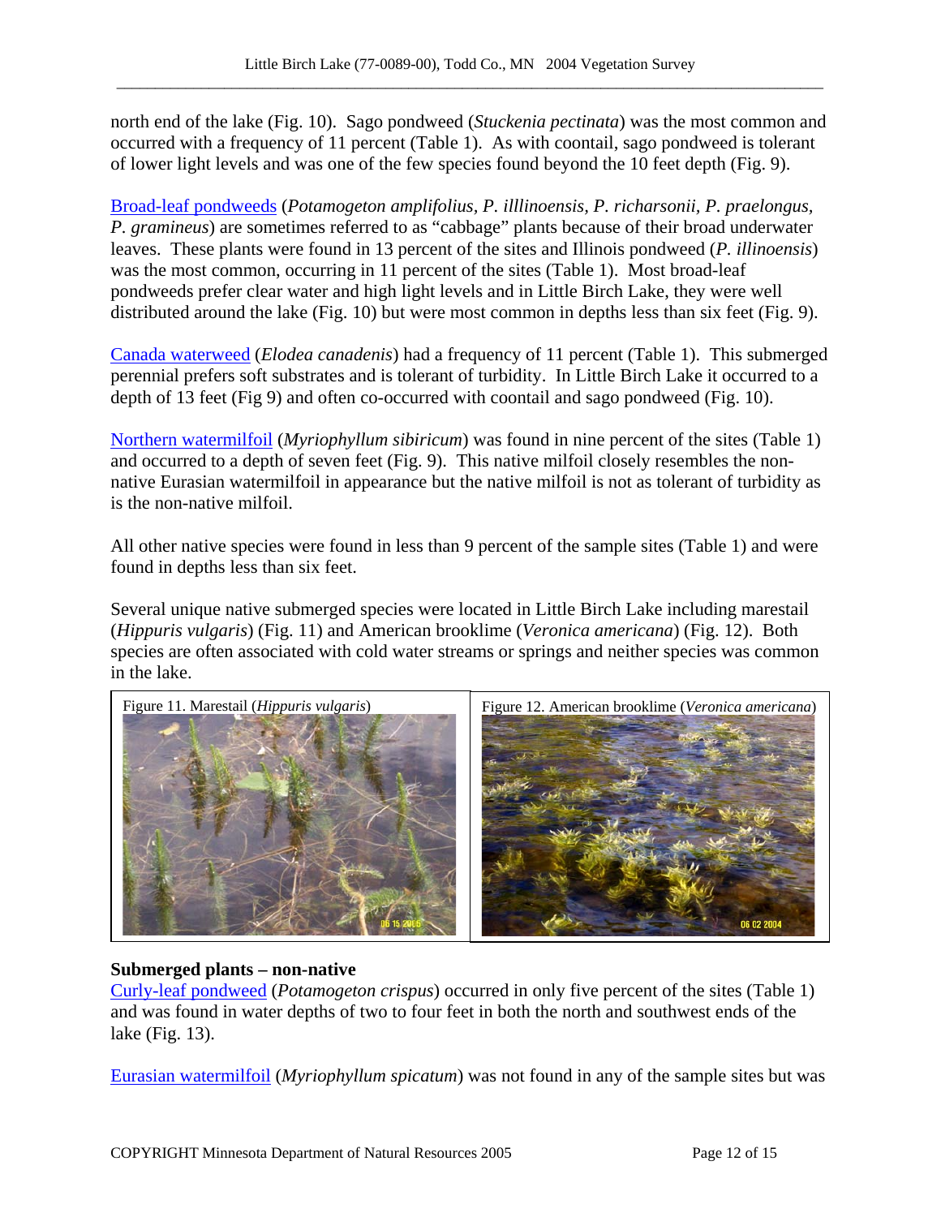north end of the lake (Fig. 10). Sago pondweed (*Stuckenia pectinata*) was the most common and occurred with a frequency of 11 percent (Table 1). As with coontail, sago pondweed is tolerant of lower light levels and was one of the few species found beyond the 10 feet depth (Fig. 9).

Broad-leaf pondweeds (*Potamogeton amplifolius, P. illlinoensis, P. richarsonii, P. praelongus, P. gramineus*) are sometimes referred to as "cabbage" plants because of their broad underwater leaves. These plants were found in 13 percent of the sites and Illinois pondweed (*P. illinoensis*) was the most common, occurring in 11 percent of the sites (Table 1). Most broad-leaf pondweeds prefer clear water and high light levels and in Little Birch Lake, they were well distributed around the lake (Fig. 10) but were most common in depths less than six feet (Fig. 9).

Canada waterweed (*Elodea canadenis*) had a frequency of 11 percent (Table 1). This submerged perennial prefers soft substrates and is tolerant of turbidity. In Little Birch Lake it occurred to a depth of 13 feet (Fig 9) and often co-occurred with coontail and sago pondweed (Fig. 10).

Northern watermilfoil (*Myriophyllum sibiricum*) was found in nine percent of the sites (Table 1) and occurred to a depth of seven feet (Fig. 9). This native milfoil closely resembles the non-native Eurasian watermilfoil in appearance but the native milfoil is not as tolerant of turbidity as is the non-native milfoil.

All other native species were found in less than 9 percent of the sample sites (Table 1) and were found in depths less than six feet.

Several unique native submerged species were located in Little Birch Lake including marestail (*Hippuris vulgaris*) (Fig. 11) and American brooklime (*Veronica americana*) (Fig. 12). Both species are often associated with cold water streams or springs and neither species was common in the lake.

Figure 11. Marestail (*Hippuris vulgaris*)

Figure 12. American brooklime (*Veronica americana*)

**Submerged plants – non-native**

Curly-leaf pondweed (*Potamogeton crispus*) occurred in only five percent of the sites (Table 1) and was found in water depths of two to four feet in both the north and southwest ends of the lake (Fig. 13).

Eurasian watermilfoil (*Myriophyllum spicatum*) was not found in any of the sample sites but was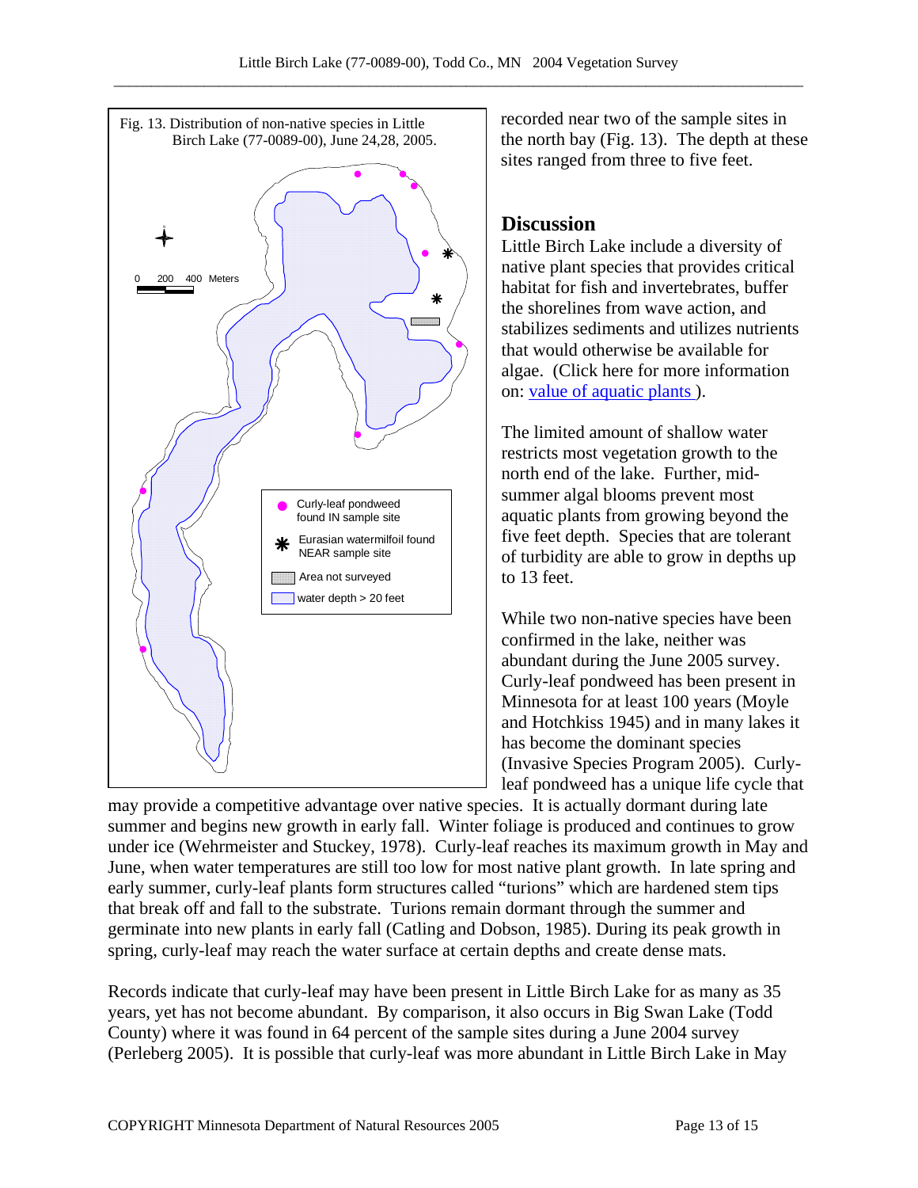Fig. 13. Distribution of non-native species in Little Birch Lake (77-0089-00), June 24,28, 2005.

recorded near two of the sample sites in the north bay (Fig. 13). The depth at these sites ranged from three to five feet.

## Discussion

Little Birch Lake include a diversity of native plant species that provides critical habitat for fish and invertebrates, buffer the shorelines from wave action, and stabilizes sediments and utilizes nutrients that would otherwise be available for algae. (Click here for more information on: [value of aquatic plants](value of aquatic plants) ).

The limited amount of shallow water restricts most vegetation growth to the north end of the lake. Further, mid-summer algal blooms prevent most aquatic plants from growing beyond the five feet depth. Species that are tolerant of turbidity are able to grow in depths up to 13 feet.

While two non-native species have been confirmed in the lake, neither was abundant during the June 2005 survey. Curly-leaf pondweed has been present in Minnesota for at least 100 years (Moyle and Hotchkiss 1945) and in many lakes it has become the dominant species (Invasive Species Program 2005). Curly-leaf pondweed has a unique life cycle that may provide a competitive advantage over native species. It is actually dormant during late summer and begins new growth in early fall. Winter foliage is produced and continues to grow under ice (Wehrmeister and Stuckey, 1978). Curly-leaf reaches its maximum growth in May and June, when water temperatures are still too low for most native plant growth. In late spring and early summer, curly-leaf plants form structures called "turions" which are hardened stem tips that break off and fall to the substrate. Turions remain dormant through the summer and germinate into new plants in early fall (Catling and Dobson, 1985). During its peak growth in spring, curly-leaf may reach the water surface at certain depths and create dense mats.

Records indicate that curly-leaf may have been present in Little Birch Lake for as many as 35 years, yet has not become abundant. By comparison, it also occurs in Big Swan Lake (Todd County) where it was found in 64 percent of the sample sites during a June 2004 survey (Perleberg 2005). It is possible that curly-leaf was more abundant in Little Birch Lake in May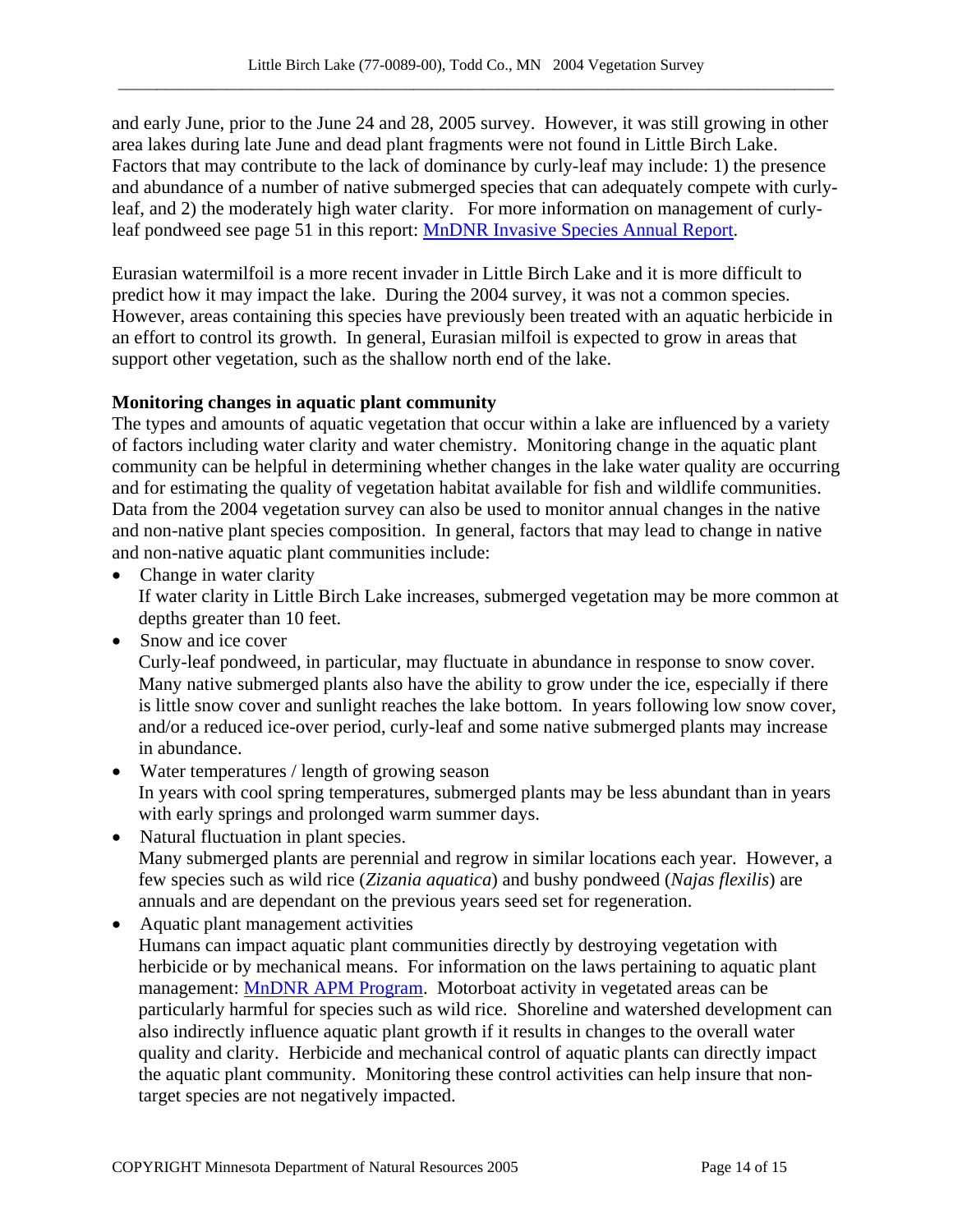and early June, prior to the June 24 and 28, 2005 survey. However, it was still growing in other area lakes during late June and dead plant fragments were not found in Little Birch Lake. Factors that may contribute to the lack of dominance by curly-leaf may include: 1) the presence and abundance of a number of native submerged species that can adequately compete with curly-leaf, and 2) the moderately high water clarity. For more information on management of curly-leaf pondweed see page 51 in this report: [MnDNR Invasive Species Annual Report](#).

Eurasian watermilfoil is a more recent invader in Little Birch Lake and it is more difficult to predict how it may impact the lake. During the 2004 survey, it was not a common species. However, areas containing this species have previously been treated with an aquatic herbicide in an effort to control its growth. In general, Eurasian milfoil is expected to grow in areas that support other vegetation, such as the shallow north end of the lake.

**Monitoring changes in aquatic plant community**

The types and amounts of aquatic vegetation that occur within a lake are influenced by a variety of factors including water clarity and water chemistry. Monitoring change in the aquatic plant community can be helpful in determining whether changes in the lake water quality are occurring and for estimating the quality of vegetation habitat available for fish and wildlife communities. Data from the 2004 vegetation survey can also be used to monitor annual changes in the native and non-native plant species composition. In general, factors that may lead to change in native and non-native aquatic plant communities include:

- Change in water clarity
  If water clarity in Little Birch Lake increases, submerged vegetation may be more common at depths greater than 10 feet.
- Snow and ice cover
  Curly-leaf pondweed, in particular, may fluctuate in abundance in response to snow cover. Many native submerged plants also have the ability to grow under the ice, especially if there is little snow cover and sunlight reaches the lake bottom. In years following low snow cover, and/or a reduced ice-over period, curly-leaf and some native submerged plants may increase in abundance.
- Water temperatures / length of growing season
  In years with cool spring temperatures, submerged plants may be less abundant than in years with early springs and prolonged warm summer days.
- Natural fluctuation in plant species.
  Many submerged plants are perennial and regrow in similar locations each year. However, a few species such as wild rice (*Zizania aquatica*) and bushy pondweed (*Najas flexilis*) are annuals and are dependant on the previous years seed set for regeneration.
- Aquatic plant management activities
  Humans can impact aquatic plant communities directly by destroying vegetation with herbicide or by mechanical means. For information on the laws pertaining to aquatic plant management: [MnDNR APM Program](#). Motorboat activity in vegetated areas can be particularly harmful for species such as wild rice. Shoreline and watershed development can also indirectly influence aquatic plant growth if it results in changes to the overall water quality and clarity. Herbicide and mechanical control of aquatic plants can directly impact the aquatic plant community. Monitoring these control activities can help insure that non-target species are not negatively impacted.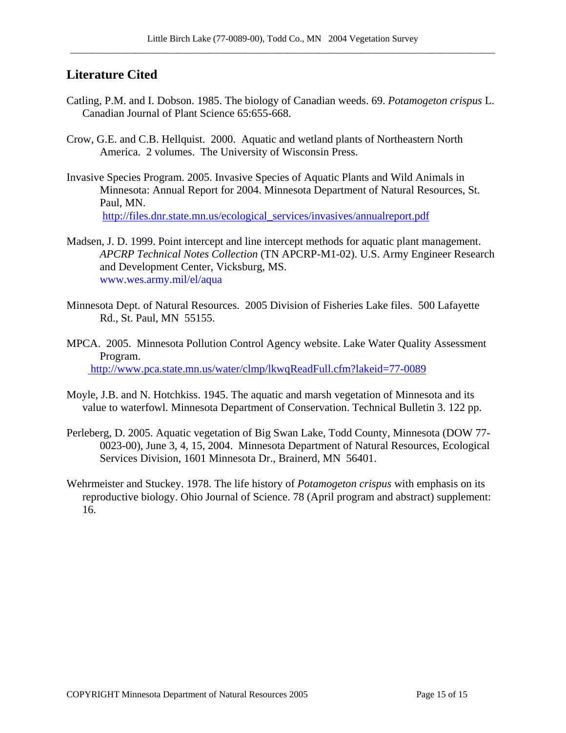## Literature Cited

Catling, P.M. and I. Dobson. 1985. The biology of Canadian weeds. 69. *Potamogeton crispus* L. Canadian Journal of Plant Science 65:655-668.

Crow, G.E. and C.B. Hellquist. 2000. Aquatic and wetland plants of Northeastern North America. 2 volumes. The University of Wisconsin Press.

Invasive Species Program. 2005. Invasive Species of Aquatic Plants and Wild Animals in Minnesota: Annual Report for 2004. Minnesota Department of Natural Resources, St. Paul, MN. http://files.dnr.state.mn.us/ecological_services/invasives/annualreport.pdf

Madsen, J. D. 1999. Point intercept and line intercept methods for aquatic plant management. *APCRP Technical Notes Collection* (TN APCRP-M1-02). U.S. Army Engineer Research and Development Center, Vicksburg, MS. www.wes.army.mil/el/aqua

Minnesota Dept. of Natural Resources. 2005 Division of Fisheries Lake files. 500 Lafayette Rd., St. Paul, MN 55155.

MPCA. 2005. Minnesota Pollution Control Agency website. Lake Water Quality Assessment Program. http://www.pca.state.mn.us/water/clmp/lkwqReadFull.cfm?lakeid=77-0089

Moyle, J.B. and N. Hotchkiss. 1945. The aquatic and marsh vegetation of Minnesota and its value to waterfowl. Minnesota Department of Conservation. Technical Bulletin 3. 122 pp.

Perleberg, D. 2005. Aquatic vegetation of Big Swan Lake, Todd County, Minnesota (DOW 77-0023-00), June 3, 4, 15, 2004. Minnesota Department of Natural Resources, Ecological Services Division, 1601 Minnesota Dr., Brainerd, MN 56401.

Wehrmeister and Stuckey. 1978. The life history of *Potamogeton crispus* with emphasis on its reproductive biology. Ohio Journal of Science. 78 (April program and abstract) supplement: 16.

COPYRIGHT Minnesota Department of Natural Resources 2005